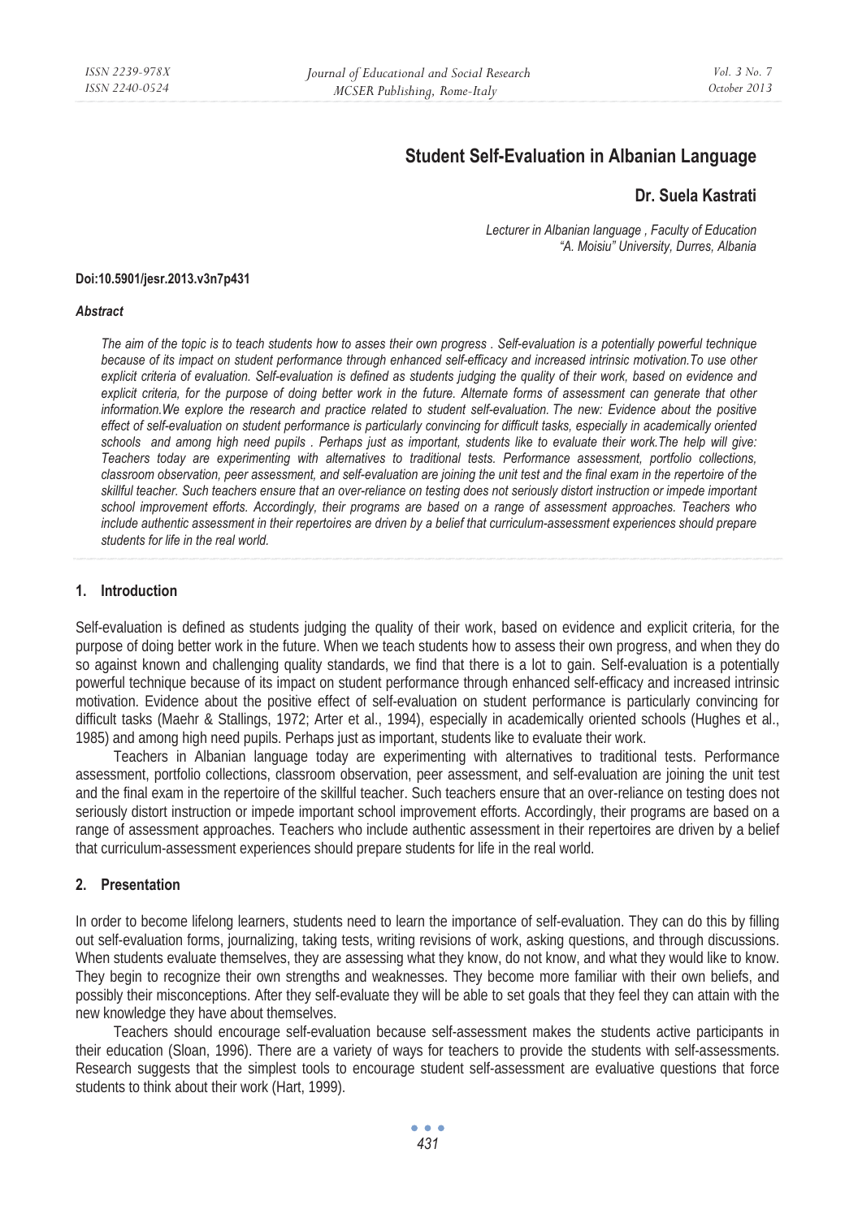# Student Self-Evaluation in Albanian Language

**Dr. Suela Kastrati**

*Lecturer in Albanian language , Faculty of Education*
*"A. Moisiu" University, Durres, Albania*

**Doi:10.5901/jesr.2013.v3n7p431**

***Abstract***

*The aim of the topic is to teach students how to asses their own progress . Self-evaluation is a potentially powerful technique because of its impact on student performance through enhanced self-efficacy and increased intrinsic motivation.To use other explicit criteria of evaluation. Self-evaluation is defined as students judging the quality of their work, based on evidence and explicit criteria, for the purpose of doing better work in the future. Alternate forms of assessment can generate that other information.We explore the research and practice related to student self-evaluation. The new: Evidence about the positive effect of self-evaluation on student performance is particularly convincing for difficult tasks, especially in academically oriented schools and among high need pupils . Perhaps just as important, students like to evaluate their work.The help will give: Teachers today are experimenting with alternatives to traditional tests. Performance assessment, portfolio collections, classroom observation, peer assessment, and self-evaluation are joining the unit test and the final exam in the repertoire of the skillful teacher. Such teachers ensure that an over-reliance on testing does not seriously distort instruction or impede important school improvement efforts. Accordingly, their programs are based on a range of assessment approaches. Teachers who include authentic assessment in their repertoires are driven by a belief that curriculum-assessment experiences should prepare students for life in the real world.*

## 1. Introduction

Self-evaluation is defined as students judging the quality of their work, based on evidence and explicit criteria, for the purpose of doing better work in the future. When we teach students how to assess their own progress, and when they do so against known and challenging quality standards, we find that there is a lot to gain. Self-evaluation is a potentially powerful technique because of its impact on student performance through enhanced self-efficacy and increased intrinsic motivation. Evidence about the positive effect of self-evaluation on student performance is particularly convincing for difficult tasks (Maehr & Stallings, 1972; Arter et al., 1994), especially in academically oriented schools (Hughes et al., 1985) and among high need pupils. Perhaps just as important, students like to evaluate their work.

Teachers in Albanian language today are experimenting with alternatives to traditional tests. Performance assessment, portfolio collections, classroom observation, peer assessment, and self-evaluation are joining the unit test and the final exam in the repertoire of the skillful teacher. Such teachers ensure that an over-reliance on testing does not seriously distort instruction or impede important school improvement efforts. Accordingly, their programs are based on a range of assessment approaches. Teachers who include authentic assessment in their repertoires are driven by a belief that curriculum-assessment experiences should prepare students for life in the real world.

## 2. Presentation

In order to become lifelong learners, students need to learn the importance of self-evaluation. They can do this by filling out self-evaluation forms, journalizing, taking tests, writing revisions of work, asking questions, and through discussions. When students evaluate themselves, they are assessing what they know, do not know, and what they would like to know. They begin to recognize their own strengths and weaknesses. They become more familiar with their own beliefs, and possibly their misconceptions. After they self-evaluate they will be able to set goals that they feel they can attain with the new knowledge they have about themselves.

Teachers should encourage self-evaluation because self-assessment makes the students active participants in their education (Sloan, 1996). There are a variety of ways for teachers to provide the students with self-assessments. Research suggests that the simplest tools to encourage student self-assessment are evaluative questions that force students to think about their work (Hart, 1999).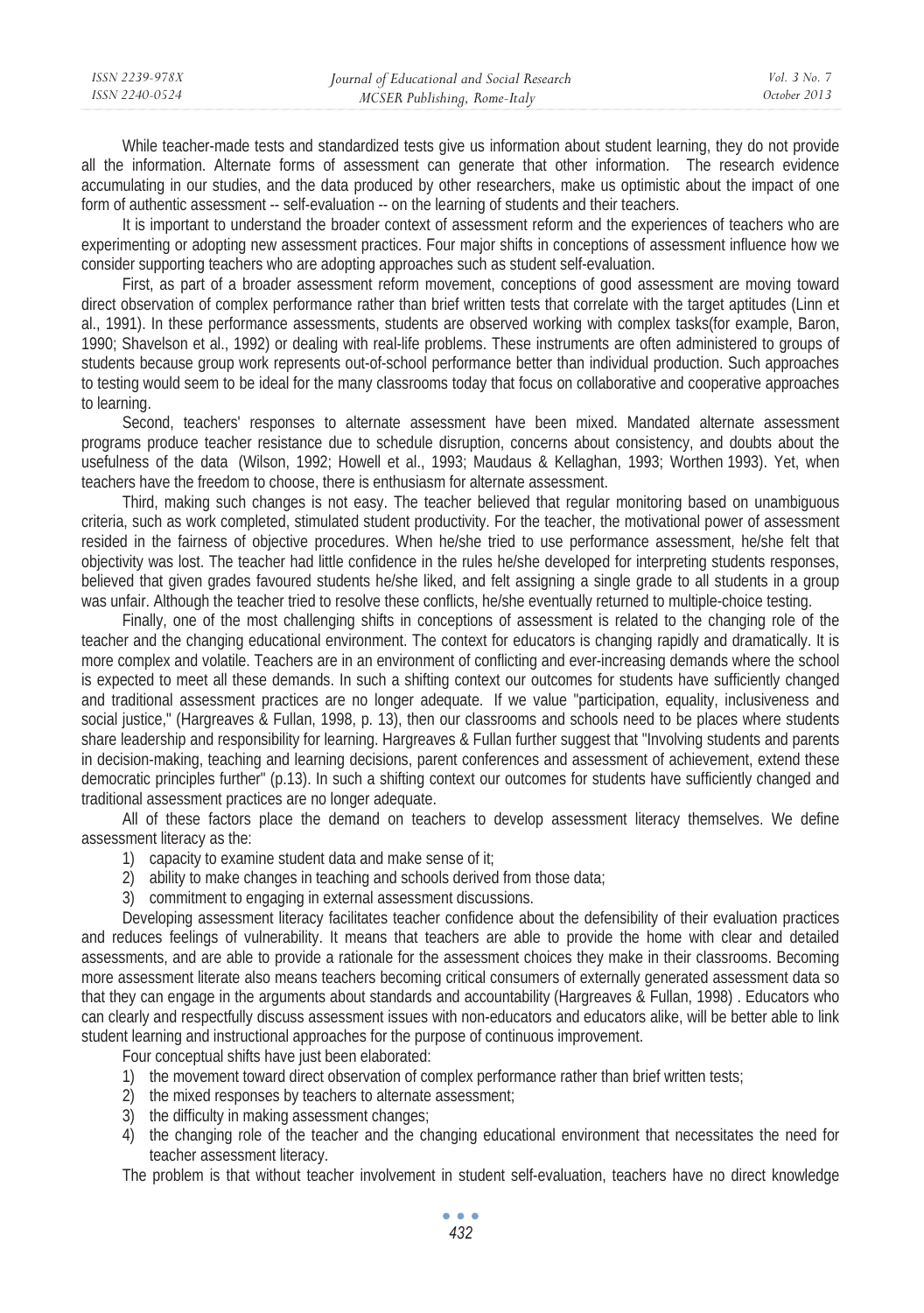While teacher-made tests and standardized tests give us information about student learning, they do not provide all the information. Alternate forms of assessment can generate that other information. The research evidence accumulating in our studies, and the data produced by other researchers, make us optimistic about the impact of one form of authentic assessment -- self-evaluation -- on the learning of students and their teachers.

It is important to understand the broader context of assessment reform and the experiences of teachers who are experimenting or adopting new assessment practices. Four major shifts in conceptions of assessment influence how we consider supporting teachers who are adopting approaches such as student self-evaluation.

First, as part of a broader assessment reform movement, conceptions of good assessment are moving toward direct observation of complex performance rather than brief written tests that correlate with the target aptitudes (Linn et al., 1991). In these performance assessments, students are observed working with complex tasks(for example, Baron, 1990; Shavelson et al., 1992) or dealing with real-life problems. These instruments are often administered to groups of students because group work represents out-of-school performance better than individual production. Such approaches to testing would seem to be ideal for the many classrooms today that focus on collaborative and cooperative approaches to learning.

Second, teachers' responses to alternate assessment have been mixed. Mandated alternate assessment programs produce teacher resistance due to schedule disruption, concerns about consistency, and doubts about the usefulness of the data (Wilson, 1992; Howell et al., 1993; Maudaus & Kellaghan, 1993; Worthen 1993). Yet, when teachers have the freedom to choose, there is enthusiasm for alternate assessment.

Third, making such changes is not easy. The teacher believed that regular monitoring based on unambiguous criteria, such as work completed, stimulated student productivity. For the teacher, the motivational power of assessment resided in the fairness of objective procedures. When he/she tried to use performance assessment, he/she felt that objectivity was lost. The teacher had little confidence in the rules he/she developed for interpreting students responses, believed that given grades favoured students he/she liked, and felt assigning a single grade to all students in a group was unfair. Although the teacher tried to resolve these conflicts, he/she eventually returned to multiple-choice testing.

Finally, one of the most challenging shifts in conceptions of assessment is related to the changing role of the teacher and the changing educational environment. The context for educators is changing rapidly and dramatically. It is more complex and volatile. Teachers are in an environment of conflicting and ever-increasing demands where the school is expected to meet all these demands. In such a shifting context our outcomes for students have sufficiently changed and traditional assessment practices are no longer adequate. If we value "participation, equality, inclusiveness and social justice," (Hargreaves & Fullan, 1998, p. 13), then our classrooms and schools need to be places where students share leadership and responsibility for learning. Hargreaves & Fullan further suggest that "Involving students and parents in decision-making, teaching and learning decisions, parent conferences and assessment of achievement, extend these democratic principles further" (p.13). In such a shifting context our outcomes for students have sufficiently changed and traditional assessment practices are no longer adequate.

All of these factors place the demand on teachers to develop assessment literacy themselves. We define assessment literacy as the:

1) capacity to examine student data and make sense of it;
2) ability to make changes in teaching and schools derived from those data;
3) commitment to engaging in external assessment discussions.

Developing assessment literacy facilitates teacher confidence about the defensibility of their evaluation practices and reduces feelings of vulnerability. It means that teachers are able to provide the home with clear and detailed assessments, and are able to provide a rationale for the assessment choices they make in their classrooms. Becoming more assessment literate also means teachers becoming critical consumers of externally generated assessment data so that they can engage in the arguments about standards and accountability (Hargreaves & Fullan, 1998) . Educators who can clearly and respectfully discuss assessment issues with non-educators and educators alike, will be better able to link student learning and instructional approaches for the purpose of continuous improvement.

Four conceptual shifts have just been elaborated:

1) the movement toward direct observation of complex performance rather than brief written tests;
2) the mixed responses by teachers to alternate assessment;
3) the difficulty in making assessment changes;
4) the changing role of the teacher and the changing educational environment that necessitates the need for teacher assessment literacy.

The problem is that without teacher involvement in student self-evaluation, teachers have no direct knowledge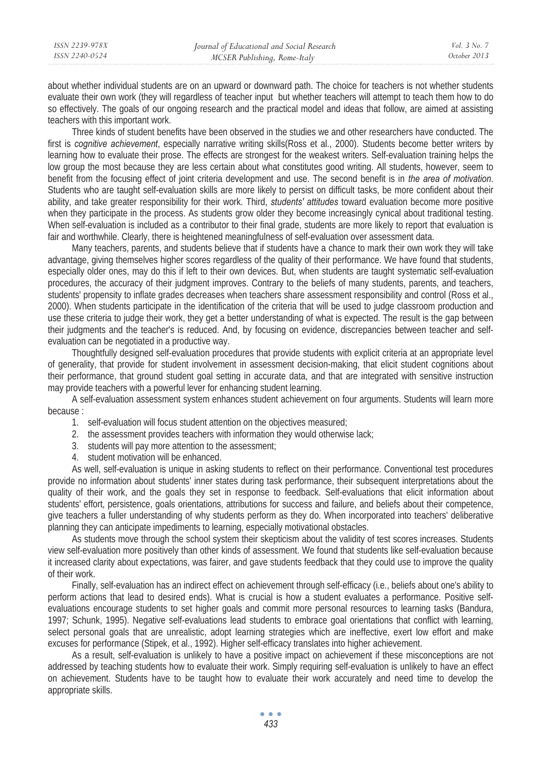about whether individual students are on an upward or downward path. The choice for teachers is not whether students evaluate their own work (they will regardless of teacher input but whether teachers will attempt to teach them how to do so effectively. The goals of our ongoing research and the practical model and ideas that follow, are aimed at assisting teachers with this important work.

Three kinds of student benefits have been observed in the studies we and other researchers have conducted. The first is *cognitive achievement*, especially narrative writing skills(Ross et al., 2000). Students become better writers by learning how to evaluate their prose. The effects are strongest for the weakest writers. Self-evaluation training helps the low group the most because they are less certain about what constitutes good writing. All students, however, seem to benefit from the focusing effect of joint criteria development and use. The second benefit is in *the area of motivation*. Students who are taught self-evaluation skills are more likely to persist on difficult tasks, be more confident about their ability, and take greater responsibility for their work. Third, *students' attitudes* toward evaluation become more positive when they participate in the process. As students grow older they become increasingly cynical about traditional testing. When self-evaluation is included as a contributor to their final grade, students are more likely to report that evaluation is fair and worthwhile. Clearly, there is heightened meaningfulness of self-evaluation over assessment data.

Many teachers, parents, and students believe that if students have a chance to mark their own work they will take advantage, giving themselves higher scores regardless of the quality of their performance. We have found that students, especially older ones, may do this if left to their own devices. But, when students are taught systematic self-evaluation procedures, the accuracy of their judgment improves. Contrary to the beliefs of many students, parents, and teachers, students' propensity to inflate grades decreases when teachers share assessment responsibility and control (Ross et al., 2000). When students participate in the identification of the criteria that will be used to judge classroom production and use these criteria to judge their work, they get a better understanding of what is expected. The result is the gap between their judgments and the teacher's is reduced. And, by focusing on evidence, discrepancies between teacher and self-evaluation can be negotiated in a productive way.

Thoughtfully designed self-evaluation procedures that provide students with explicit criteria at an appropriate level of generality, that provide for student involvement in assessment decision-making, that elicit student cognitions about their performance, that ground student goal setting in accurate data, and that are integrated with sensitive instruction may provide teachers with a powerful lever for enhancing student learning.

A self-evaluation assessment system enhances student achievement on four arguments. Students will learn more because :

1. self-evaluation will focus student attention on the objectives measured;
2. the assessment provides teachers with information they would otherwise lack;
3. students will pay more attention to the assessment;
4. student motivation will be enhanced.

As well, self-evaluation is unique in asking students to reflect on their performance. Conventional test procedures provide no information about students' inner states during task performance, their subsequent interpretations about the quality of their work, and the goals they set in response to feedback. Self-evaluations that elicit information about students' effort, persistence, goals orientations, attributions for success and failure, and beliefs about their competence, give teachers a fuller understanding of why students perform as they do. When incorporated into teachers' deliberative planning they can anticipate impediments to learning, especially motivational obstacles.

As students move through the school system their skepticism about the validity of test scores increases. Students view self-evaluation more positively than other kinds of assessment. We found that students like self-evaluation because it increased clarity about expectations, was fairer, and gave students feedback that they could use to improve the quality of their work.

Finally, self-evaluation has an indirect effect on achievement through self-efficacy (i.e., beliefs about one's ability to perform actions that lead to desired ends). What is crucial is how a student evaluates a performance. Positive self-evaluations encourage students to set higher goals and commit more personal resources to learning tasks (Bandura, 1997; Schunk, 1995). Negative self-evaluations lead students to embrace goal orientations that conflict with learning, select personal goals that are unrealistic, adopt learning strategies which are ineffective, exert low effort and make excuses for performance (Stipek, et al., 1992). Higher self-efficacy translates into higher achievement.

As a result, self-evaluation is unlikely to have a positive impact on achievement if these misconceptions are not addressed by teaching students how to evaluate their work. Simply requiring self-evaluation is unlikely to have an effect on achievement. Students have to be taught how to evaluate their work accurately and need time to develop the appropriate skills.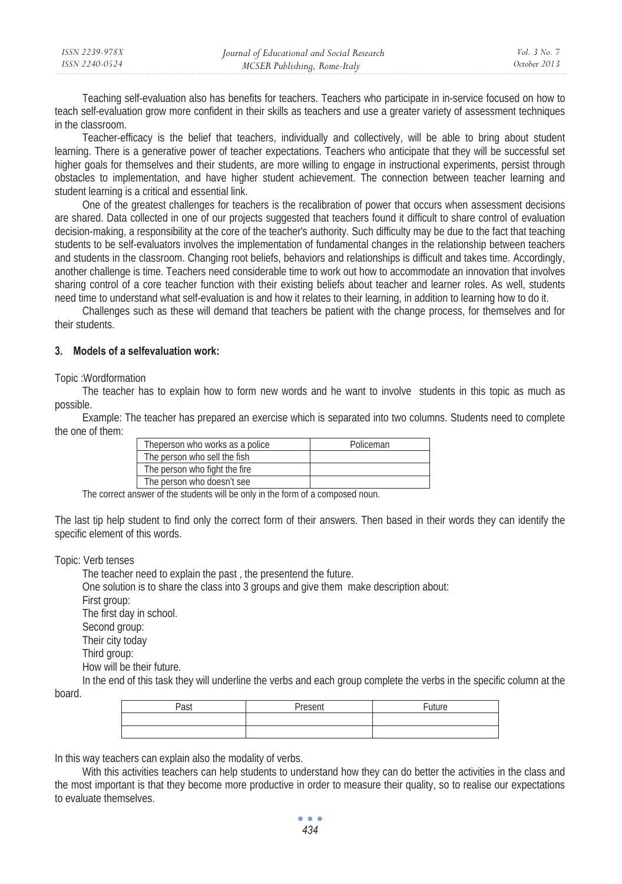Teaching self-evaluation also has benefits for teachers. Teachers who participate in in-service focused on how to teach self-evaluation grow more confident in their skills as teachers and use a greater variety of assessment techniques in the classroom.

Teacher-efficacy is the belief that teachers, individually and collectively, will be able to bring about student learning. There is a generative power of teacher expectations. Teachers who anticipate that they will be successful set higher goals for themselves and their students, are more willing to engage in instructional experiments, persist through obstacles to implementation, and have higher student achievement. The connection between teacher learning and student learning is a critical and essential link.

One of the greatest challenges for teachers is the recalibration of power that occurs when assessment decisions are shared. Data collected in one of our projects suggested that teachers found it difficult to share control of evaluation decision-making, a responsibility at the core of the teacher's authority. Such difficulty may be due to the fact that teaching students to be self-evaluators involves the implementation of fundamental changes in the relationship between teachers and students in the classroom. Changing root beliefs, behaviors and relationships is difficult and takes time. Accordingly, another challenge is time. Teachers need considerable time to work out how to accommodate an innovation that involves sharing control of a core teacher function with their existing beliefs about teacher and learner roles. As well, students need time to understand what self-evaluation is and how it relates to their learning, in addition to learning how to do it.

Challenges such as these will demand that teachers be patient with the change process, for themselves and for their students.

## 3. Models of a selfevaluation work:

Topic :Wordformation

The teacher has to explain how to form new words and he want to involve students in this topic as much as possible.

Example: The teacher has prepared an exercise which is separated into two columns. Students need to complete the one of them:

| Theperson who works as a police | Policeman |
|---|---|
| The person who sell the fish | |
| The person who fight the fire | |
| The person who doesn't see | |

The correct answer of the students will be only in the form of a composed noun.

The last tip help student to find only the correct form of their answers. Then based in their words they can identify the specific element of this words.

Topic: Verb tenses

The teacher need to explain the past , the presentend the future.

One solution is to share the class into 3 groups and give them make description about:

First group:

The first day in school.

Second group:

Their city today

Third group:

How will be their future.

In the end of this task they will underline the verbs and each group complete the verbs in the specific column at the board.

| Past | Present | Future |
|---|---|---|
| | | |
| | | |

In this way teachers can explain also the modality of verbs.

With this activities teachers can help students to understand how they can do better the activities in the class and the most important is that they become more productive in order to measure their quality, so to realise our expectations to evaluate themselves.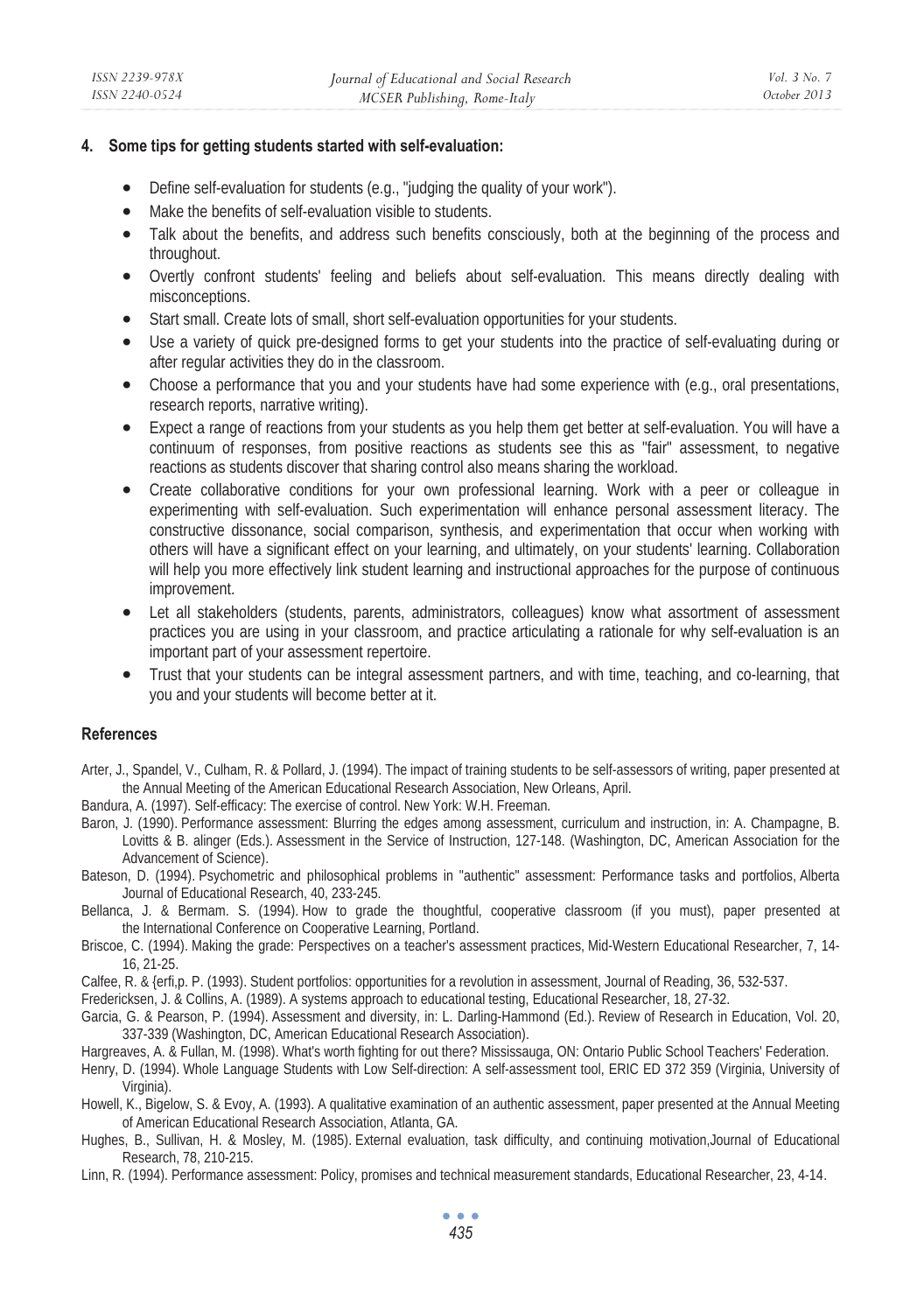## 4. Some tips for getting students started with self-evaluation:

- Define self-evaluation for students (e.g., "judging the quality of your work").
- Make the benefits of self-evaluation visible to students.
- Talk about the benefits, and address such benefits consciously, both at the beginning of the process and throughout.
- Overtly confront students' feeling and beliefs about self-evaluation. This means directly dealing with misconceptions.
- Start small. Create lots of small, short self-evaluation opportunities for your students.
- Use a variety of quick pre-designed forms to get your students into the practice of self-evaluating during or after regular activities they do in the classroom.
- Choose a performance that you and your students have had some experience with (e.g., oral presentations, research reports, narrative writing).
- Expect a range of reactions from your students as you help them get better at self-evaluation. You will have a continuum of responses, from positive reactions as students see this as "fair" assessment, to negative reactions as students discover that sharing control also means sharing the workload.
- Create collaborative conditions for your own professional learning. Work with a peer or colleague in experimenting with self-evaluation. Such experimentation will enhance personal assessment literacy. The constructive dissonance, social comparison, synthesis, and experimentation that occur when working with others will have a significant effect on your learning, and ultimately, on your students' learning. Collaboration will help you more effectively link student learning and instructional approaches for the purpose of continuous improvement.
- Let all stakeholders (students, parents, administrators, colleagues) know what assortment of assessment practices you are using in your classroom, and practice articulating a rationale for why self-evaluation is an important part of your assessment repertoire.
- Trust that your students can be integral assessment partners, and with time, teaching, and co-learning, that you and your students will become better at it.

## References

Arter, J., Spandel, V., Culham, R. & Pollard, J. (1994). The impact of training students to be self-assessors of writing, paper presented at the Annual Meeting of the American Educational Research Association, New Orleans, April.

Bandura, A. (1997). Self-efficacy: The exercise of control. New York: W.H. Freeman.

Baron, J. (1990). Performance assessment: Blurring the edges among assessment, curriculum and instruction, in: A. Champagne, B. Lovitts & B. alinger (Eds.). Assessment in the Service of Instruction, 127-148. (Washington, DC, American Association for the Advancement of Science).

Bateson, D. (1994). Psychometric and philosophical problems in "authentic" assessment: Performance tasks and portfolios, Alberta Journal of Educational Research, 40, 233-245.

Bellanca, J. & Bermam. S. (1994). How to grade the thoughtful, cooperative classroom (if you must), paper presented at the International Conference on Cooperative Learning, Portland.

Briscoe, C. (1994). Making the grade: Perspectives on a teacher's assessment practices, Mid-Western Educational Researcher, 7, 14-16, 21-25.

Calfee, R. & {erfi,p. P. (1993). Student portfolios: opportunities for a revolution in assessment, Journal of Reading, 36, 532-537.

Fredericksen, J. & Collins, A. (1989). A systems approach to educational testing, Educational Researcher, 18, 27-32.

Garcia, G. & Pearson, P. (1994). Assessment and diversity, in: L. Darling-Hammond (Ed.). Review of Research in Education, Vol. 20, 337-339 (Washington, DC, American Educational Research Association).

Hargreaves, A. & Fullan, M. (1998). What's worth fighting for out there? Mississauga, ON: Ontario Public School Teachers' Federation.

Henry, D. (1994). Whole Language Students with Low Self-direction: A self-assessment tool, ERIC ED 372 359 (Virginia, University of Virginia).

Howell, K., Bigelow, S. & Evoy, A. (1993). A qualitative examination of an authentic assessment, paper presented at the Annual Meeting of American Educational Research Association, Atlanta, GA.

Hughes, B., Sullivan, H. & Mosley, M. (1985). External evaluation, task difficulty, and continuing motivation,Journal of Educational Research, 78, 210-215.

Linn, R. (1994). Performance assessment: Policy, promises and technical measurement standards, Educational Researcher, 23, 4-14.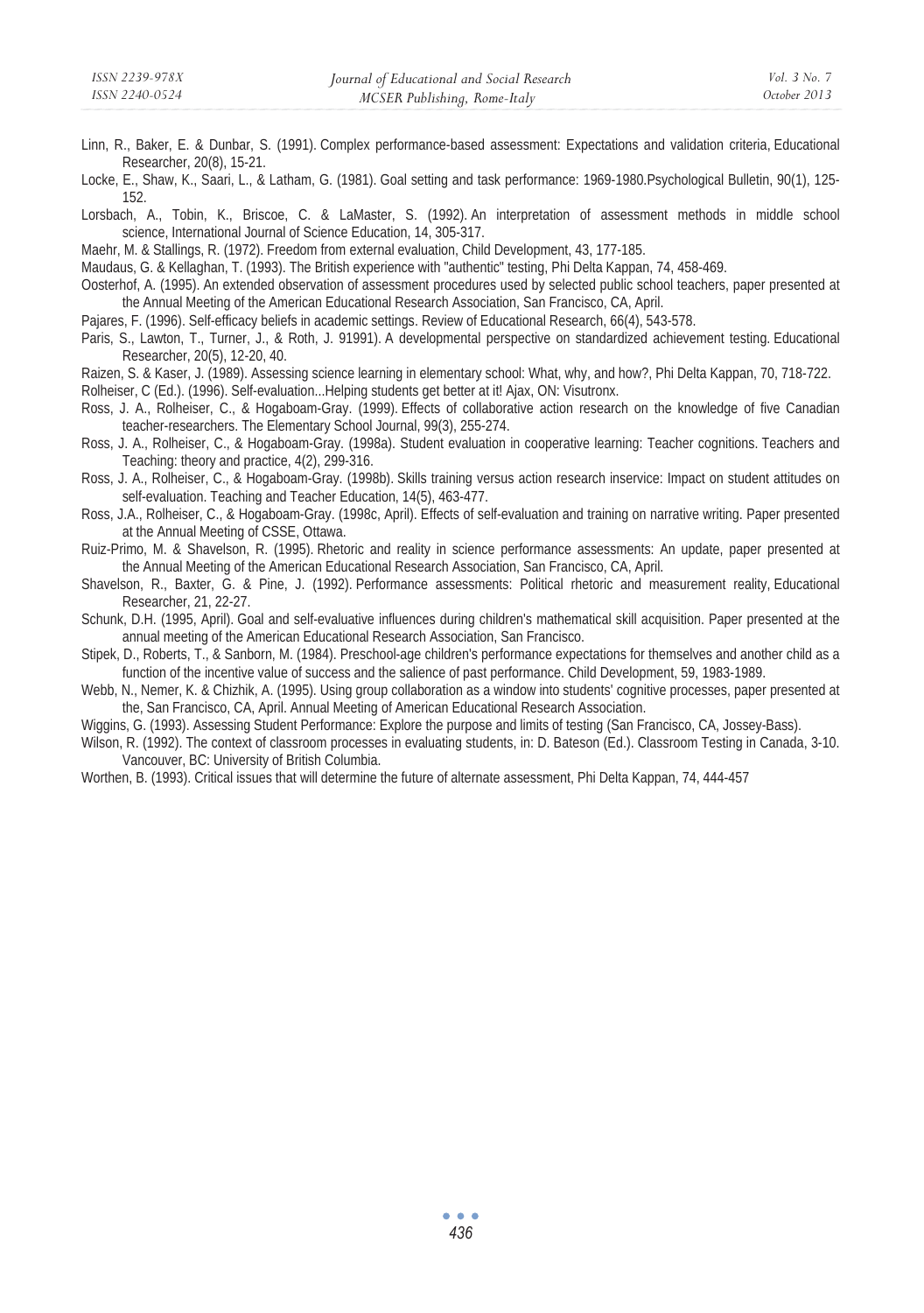Linn, R., Baker, E. & Dunbar, S. (1991). Complex performance-based assessment: Expectations and validation criteria, Educational Researcher, 20(8), 15-21.

Locke, E., Shaw, K., Saari, L., & Latham, G. (1981). Goal setting and task performance: 1969-1980.Psychological Bulletin, 90(1), 125-152.

Lorsbach, A., Tobin, K., Briscoe, C. & LaMaster, S. (1992). An interpretation of assessment methods in middle school science, International Journal of Science Education, 14, 305-317.

Maehr, M. & Stallings, R. (1972). Freedom from external evaluation, Child Development, 43, 177-185.

Maudaus, G. & Kellaghan, T. (1993). The British experience with "authentic" testing, Phi Delta Kappan, 74, 458-469.

Oosterhof, A. (1995). An extended observation of assessment procedures used by selected public school teachers, paper presented at the Annual Meeting of the American Educational Research Association, San Francisco, CA, April.

Pajares, F. (1996). Self-efficacy beliefs in academic settings. Review of Educational Research, 66(4), 543-578.

Paris, S., Lawton, T., Turner, J., & Roth, J. 91991). A developmental perspective on standardized achievement testing. Educational Researcher, 20(5), 12-20, 40.

Raizen, S. & Kaser, J. (1989). Assessing science learning in elementary school: What, why, and how?, Phi Delta Kappan, 70, 718-722.

Rolheiser, C (Ed.). (1996). Self-evaluation...Helping students get better at it! Ajax, ON: Visutronx.

Ross, J. A., Rolheiser, C., & Hogaboam-Gray. (1999). Effects of collaborative action research on the knowledge of five Canadian teacher-researchers. The Elementary School Journal, 99(3), 255-274.

Ross, J. A., Rolheiser, C., & Hogaboam-Gray. (1998a). Student evaluation in cooperative learning: Teacher cognitions. Teachers and Teaching: theory and practice, 4(2), 299-316.

Ross, J. A., Rolheiser, C., & Hogaboam-Gray. (1998b). Skills training versus action research inservice: Impact on student attitudes on self-evaluation. Teaching and Teacher Education, 14(5), 463-477.

Ross, J.A., Rolheiser, C., & Hogaboam-Gray. (1998c, April). Effects of self-evaluation and training on narrative writing. Paper presented at the Annual Meeting of CSSE, Ottawa.

Ruiz-Primo, M. & Shavelson, R. (1995). Rhetoric and reality in science performance assessments: An update, paper presented at the Annual Meeting of the American Educational Research Association, San Francisco, CA, April.

Shavelson, R., Baxter, G. & Pine, J. (1992). Performance assessments: Political rhetoric and measurement reality, Educational Researcher, 21, 22-27.

Schunk, D.H. (1995, April). Goal and self-evaluative influences during children's mathematical skill acquisition. Paper presented at the annual meeting of the American Educational Research Association, San Francisco.

Stipek, D., Roberts, T., & Sanborn, M. (1984). Preschool-age children's performance expectations for themselves and another child as a function of the incentive value of success and the salience of past performance. Child Development, 59, 1983-1989.

Webb, N., Nemer, K. & Chizhik, A. (1995). Using group collaboration as a window into students' cognitive processes, paper presented at the, San Francisco, CA, April. Annual Meeting of American Educational Research Association.

Wiggins, G. (1993). Assessing Student Performance: Explore the purpose and limits of testing (San Francisco, CA, Jossey-Bass).

Wilson, R. (1992). The context of classroom processes in evaluating students, in: D. Bateson (Ed.). Classroom Testing in Canada, 3-10. Vancouver, BC: University of British Columbia.

Worthen, B. (1993). Critical issues that will determine the future of alternate assessment, Phi Delta Kappan, 74, 444-457